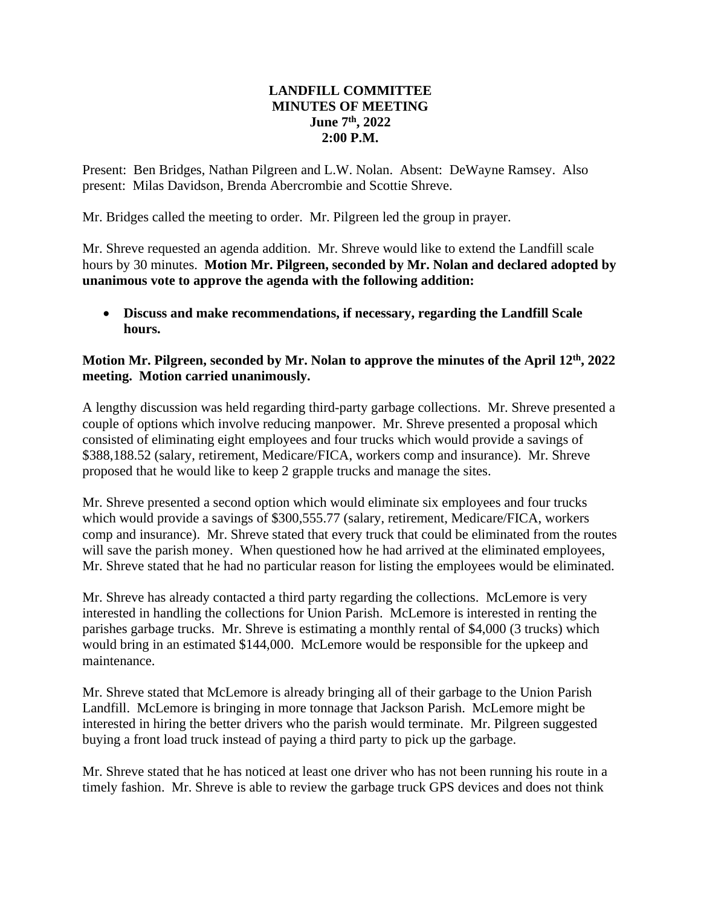**LANDFILL COMMITTEE**
**MINUTES OF MEETING**
**June 7th, 2022**
**2:00 P.M.**

Present: Ben Bridges, Nathan Pilgreen and L.W. Nolan. Absent: DeWayne Ramsey. Also present: Milas Davidson, Brenda Abercrombie and Scottie Shreve.

Mr. Bridges called the meeting to order. Mr. Pilgreen led the group in prayer.

Mr. Shreve requested an agenda addition. Mr. Shreve would like to extend the Landfill scale hours by 30 minutes. **Motion Mr. Pilgreen, seconded by Mr. Nolan and declared adopted by unanimous vote to approve the agenda with the following addition:**

- **Discuss and make recommendations, if necessary, regarding the Landfill Scale hours.**

**Motion Mr. Pilgreen, seconded by Mr. Nolan to approve the minutes of the April 12th, 2022 meeting. Motion carried unanimously.**

A lengthy discussion was held regarding third-party garbage collections. Mr. Shreve presented a couple of options which involve reducing manpower. Mr. Shreve presented a proposal which consisted of eliminating eight employees and four trucks which would provide a savings of $388,188.52 (salary, retirement, Medicare/FICA, workers comp and insurance). Mr. Shreve proposed that he would like to keep 2 grapple trucks and manage the sites.

Mr. Shreve presented a second option which would eliminate six employees and four trucks which would provide a savings of $300,555.77 (salary, retirement, Medicare/FICA, workers comp and insurance). Mr. Shreve stated that every truck that could be eliminated from the routes will save the parish money. When questioned how he had arrived at the eliminated employees, Mr. Shreve stated that he had no particular reason for listing the employees would be eliminated.

Mr. Shreve has already contacted a third party regarding the collections. McLemore is very interested in handling the collections for Union Parish. McLemore is interested in renting the parishes garbage trucks. Mr. Shreve is estimating a monthly rental of $4,000 (3 trucks) which would bring in an estimated $144,000. McLemore would be responsible for the upkeep and maintenance.

Mr. Shreve stated that McLemore is already bringing all of their garbage to the Union Parish Landfill. McLemore is bringing in more tonnage that Jackson Parish. McLemore might be interested in hiring the better drivers who the parish would terminate. Mr. Pilgreen suggested buying a front load truck instead of paying a third party to pick up the garbage.

Mr. Shreve stated that he has noticed at least one driver who has not been running his route in a timely fashion. Mr. Shreve is able to review the garbage truck GPS devices and does not think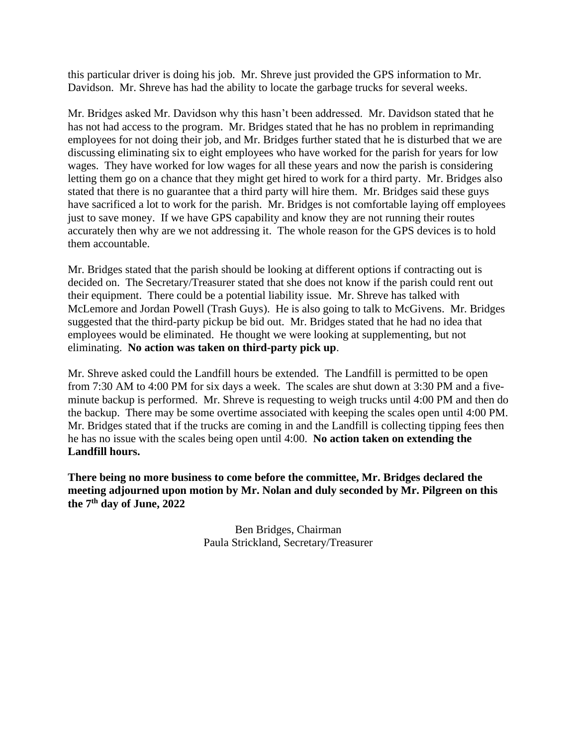this particular driver is doing his job. Mr. Shreve just provided the GPS information to Mr. Davidson. Mr. Shreve has had the ability to locate the garbage trucks for several weeks.

Mr. Bridges asked Mr. Davidson why this hasn't been addressed. Mr. Davidson stated that he has not had access to the program. Mr. Bridges stated that he has no problem in reprimanding employees for not doing their job, and Mr. Bridges further stated that he is disturbed that we are discussing eliminating six to eight employees who have worked for the parish for years for low wages. They have worked for low wages for all these years and now the parish is considering letting them go on a chance that they might get hired to work for a third party. Mr. Bridges also stated that there is no guarantee that a third party will hire them. Mr. Bridges said these guys have sacrificed a lot to work for the parish. Mr. Bridges is not comfortable laying off employees just to save money. If we have GPS capability and know they are not running their routes accurately then why are we not addressing it. The whole reason for the GPS devices is to hold them accountable.

Mr. Bridges stated that the parish should be looking at different options if contracting out is decided on. The Secretary/Treasurer stated that she does not know if the parish could rent out their equipment. There could be a potential liability issue. Mr. Shreve has talked with McLemore and Jordan Powell (Trash Guys). He is also going to talk to McGivens. Mr. Bridges suggested that the third-party pickup be bid out. Mr. Bridges stated that he had no idea that employees would be eliminated. He thought we were looking at supplementing, but not eliminating. **No action was taken on third-party pick up**.

Mr. Shreve asked could the Landfill hours be extended. The Landfill is permitted to be open from 7:30 AM to 4:00 PM for six days a week. The scales are shut down at 3:30 PM and a five-minute backup is performed. Mr. Shreve is requesting to weigh trucks until 4:00 PM and then do the backup. There may be some overtime associated with keeping the scales open until 4:00 PM. Mr. Bridges stated that if the trucks are coming in and the Landfill is collecting tipping fees then he has no issue with the scales being open until 4:00. **No action taken on extending the Landfill hours.**

**There being no more business to come before the committee, Mr. Bridges declared the meeting adjourned upon motion by Mr. Nolan and duly seconded by Mr. Pilgreen on this the 7th day of June, 2022**

Ben Bridges, Chairman
Paula Strickland, Secretary/Treasurer